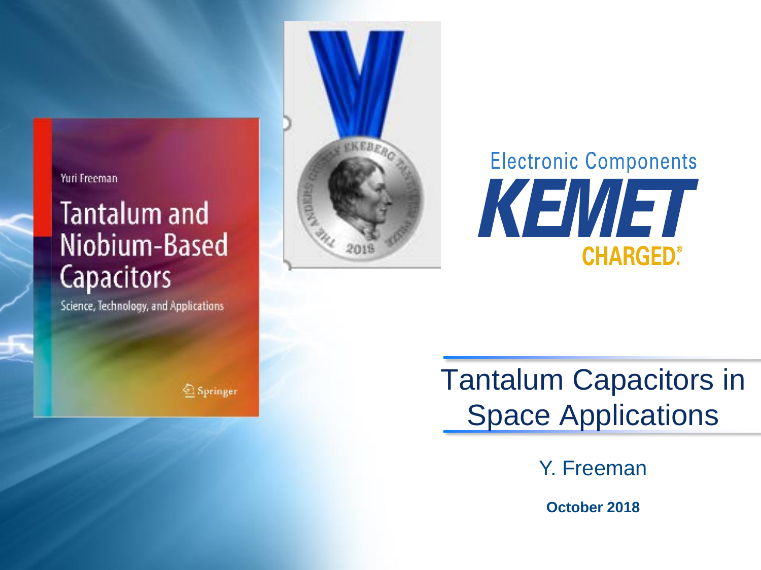# Tantalum Capacitors in Space Applications

Y. Freeman

**October 2018**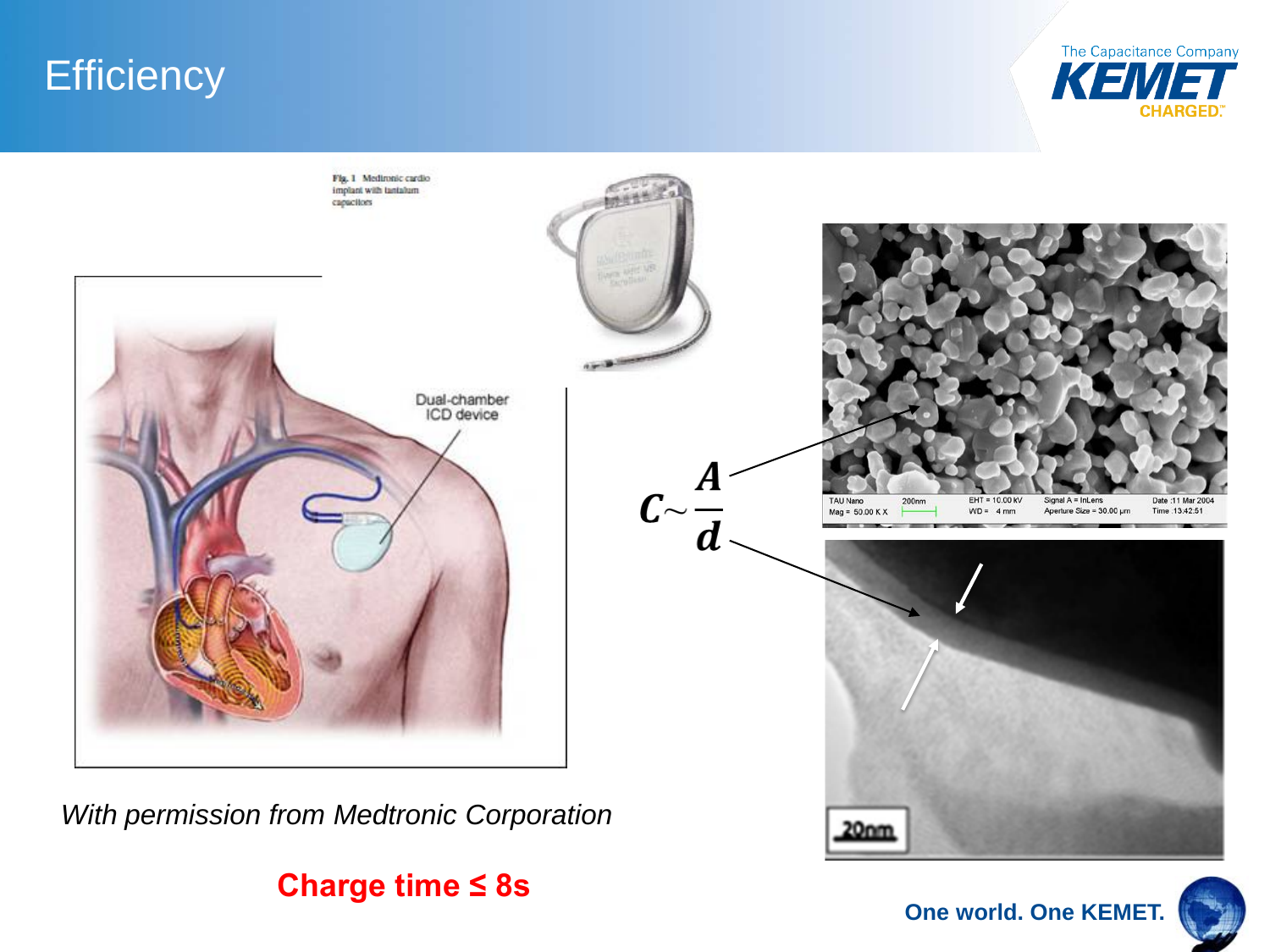# Efficiency

Fig. 1 Medtronic cardio implant with tantalum capacitors

Dual-chamber ICD device

$$C \sim \frac{A}{d}$$

*With permission from Medtronic Corporation*

**Charge time ≤ 8s**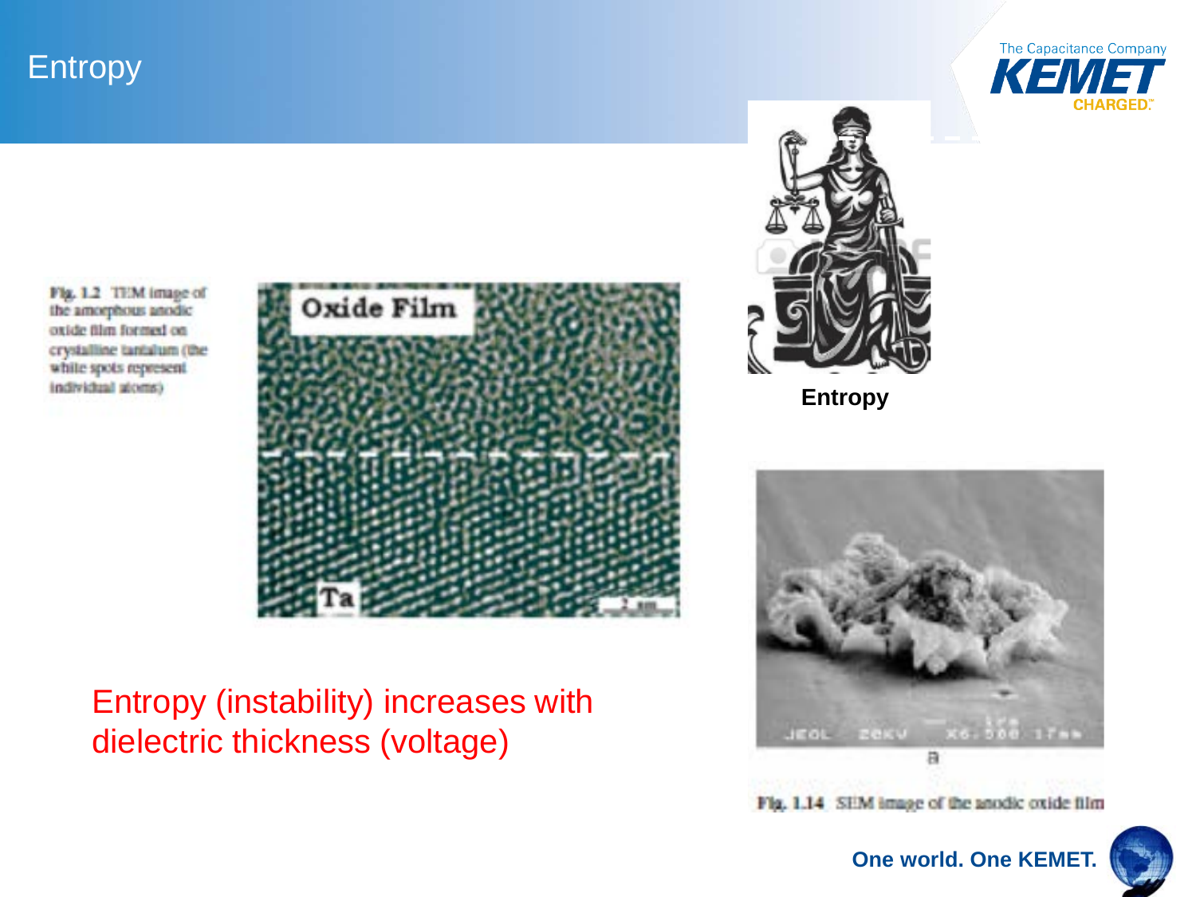# Entropy

Fig. 1.2 TEM image of the amorphous anodic oxide film formed on crystalline tantalum (the white spots represent individual atoms)

Entropy

Entropy (instability) increases with dielectric thickness (voltage)

Fig. 1.14 SEM image of the anodic oxide film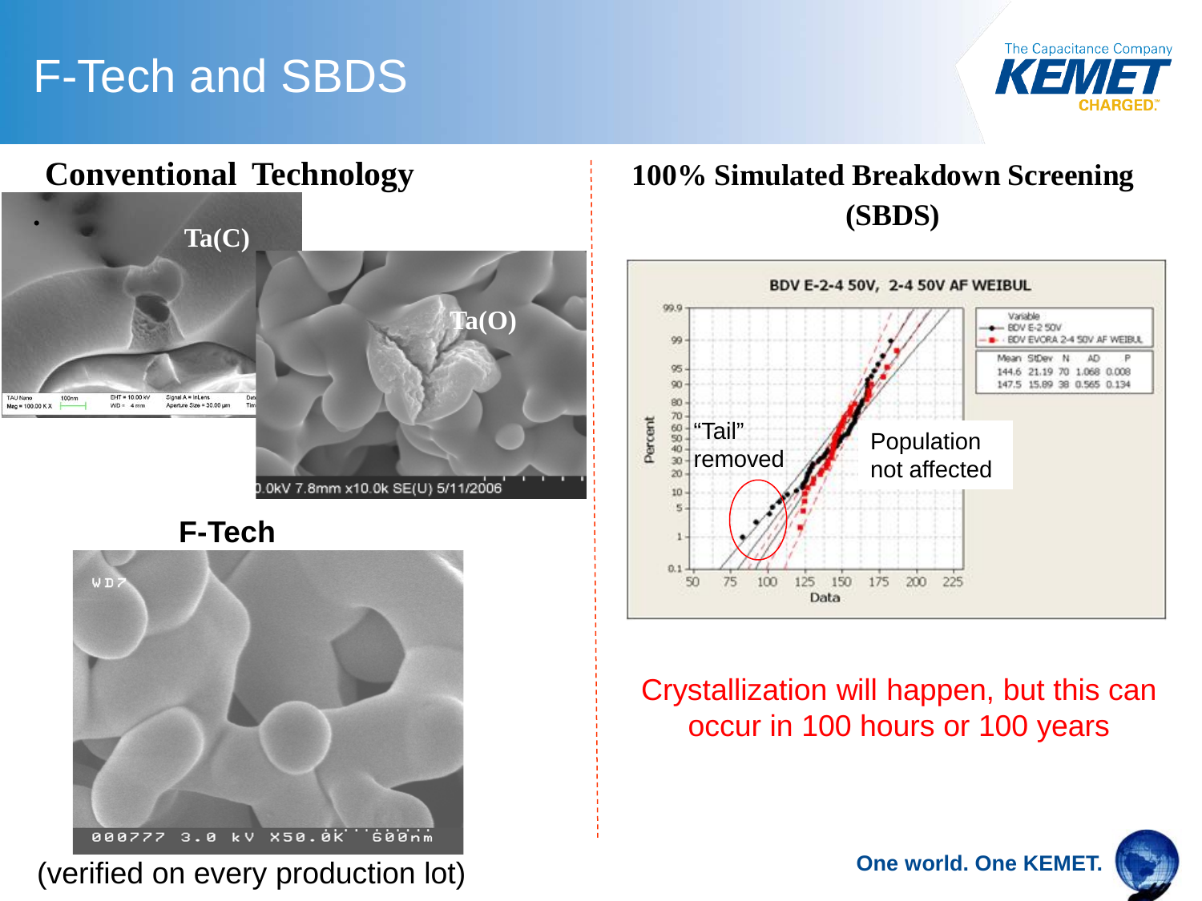# F-Tech and SBDS

## Conventional Technology

Ta(C)

Ta(O)

## F-Tech

(verified on every production lot)

## 100% Simulated Breakdown Screening (SBDS)

BDV E-2-4 50V, 2-4 50V AF WEIBUL

| Variable | Mean | StDev | N | AD | P |
|---|---|---|---|---|---|
| BDV E-2 50V | 144.6 | 21.19 | 70 | 1.068 | 0.008 |
| BDV EVORA 2-4 50V AF WEIBUL | 147.5 | 15.89 | 38 | 0.565 | 0.134 |

"Tail" removed

Population not affected

Crystallization will happen, but this can occur in 100 hours or 100 years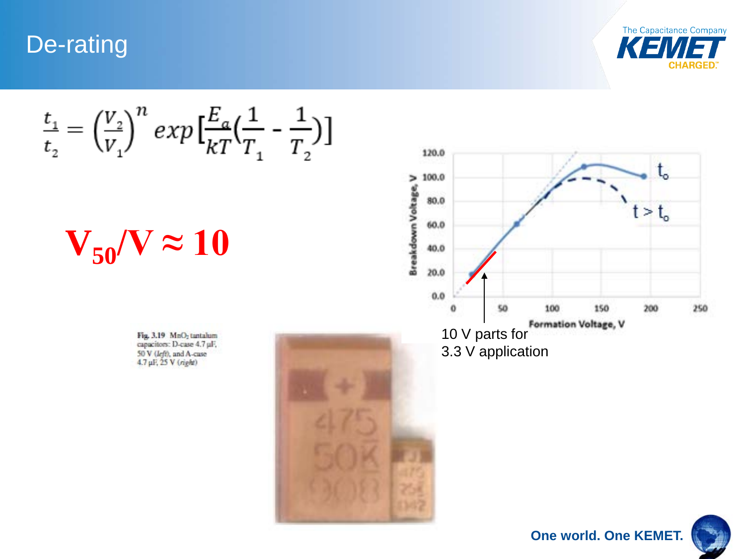# De-rating

$$\frac{t_1}{t_2} = \left(\frac{V_2}{V_1}\right)^n exp\left[\frac{E_a}{kT}\left(\frac{1}{T_1} - \frac{1}{T_2}\right)\right]$$

**$V_{50}/V \approx 10$**

Breakdown Voltage, V (0.0 – 120.0) vs. Formation Voltage, V (0 – 250); curves: $t_o$, $t > t_o$

10 V parts for 3.3 V application

Fig. 3.19 $MnO_2$ tantalum capacitors: D-case 4.7 µF, 50 V (*left*), and A-case 4.7 µF, 25 V (*right*)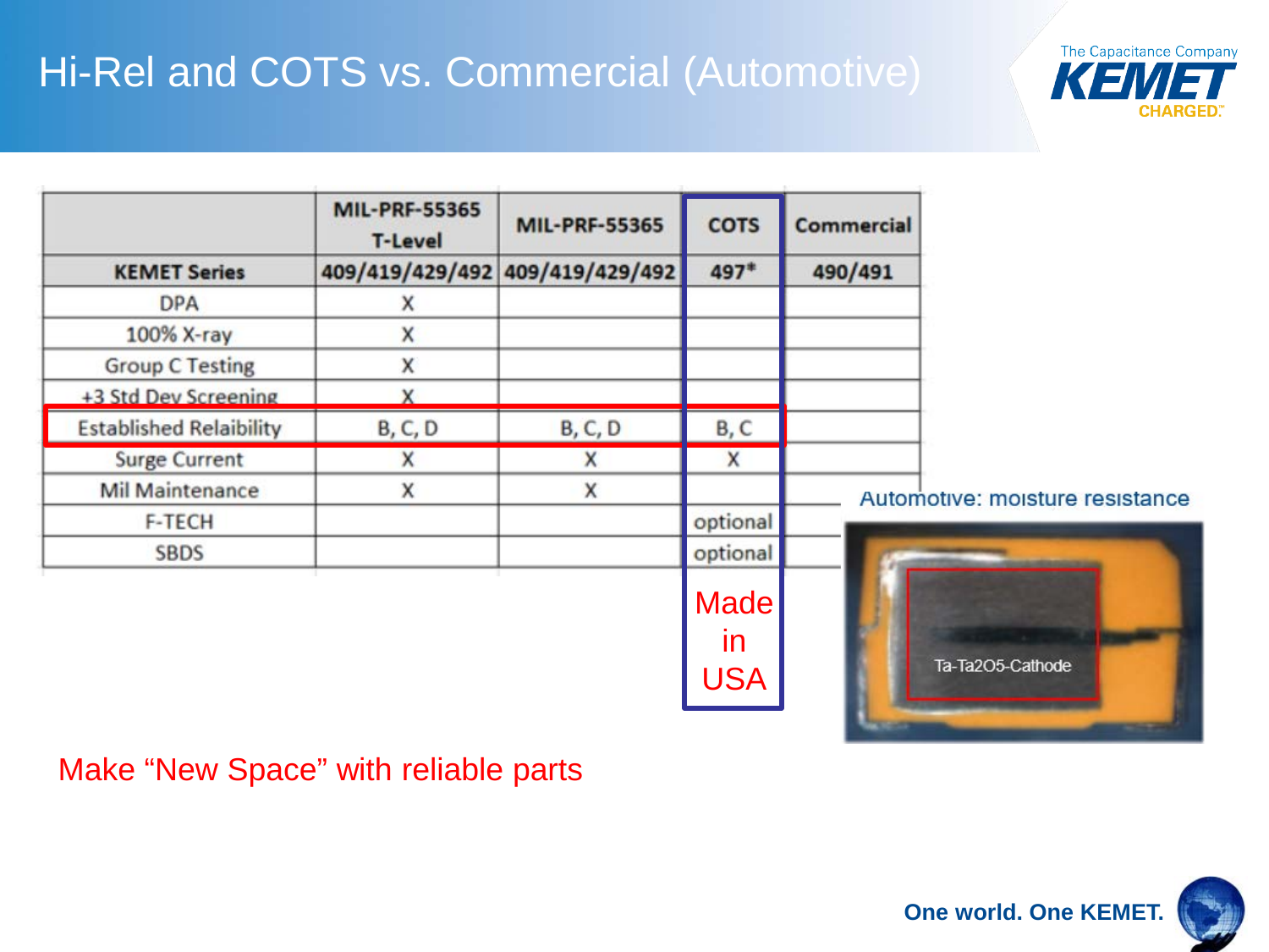# Hi-Rel and COTS vs. Commercial (Automotive)

| | MIL-PRF-55365 T-Level | MIL-PRF-55365 | COTS | Commercial |
|---|---|---|---|---|
| KEMET Series | 409/419/429/492 | 409/419/429/492 | 497* | 490/491 |
| DPA | X | | | |
| 100% X-ray | X | | | |
| Group C Testing | X | | | |
| +3 Std Dev Screening | X | | | |
| Established Relaibility | B, C, D | B, C, D | B, C | |
| Surge Current | X | X | X | |
| Mil Maintenance | X | X | | |
| F-TECH | | | optional | |
| SBDS | | | optional | |
| | | | Made in USA | |

Automotive: moisture resistance

Ta-Ta2O5-Cathode

Make "New Space" with reliable parts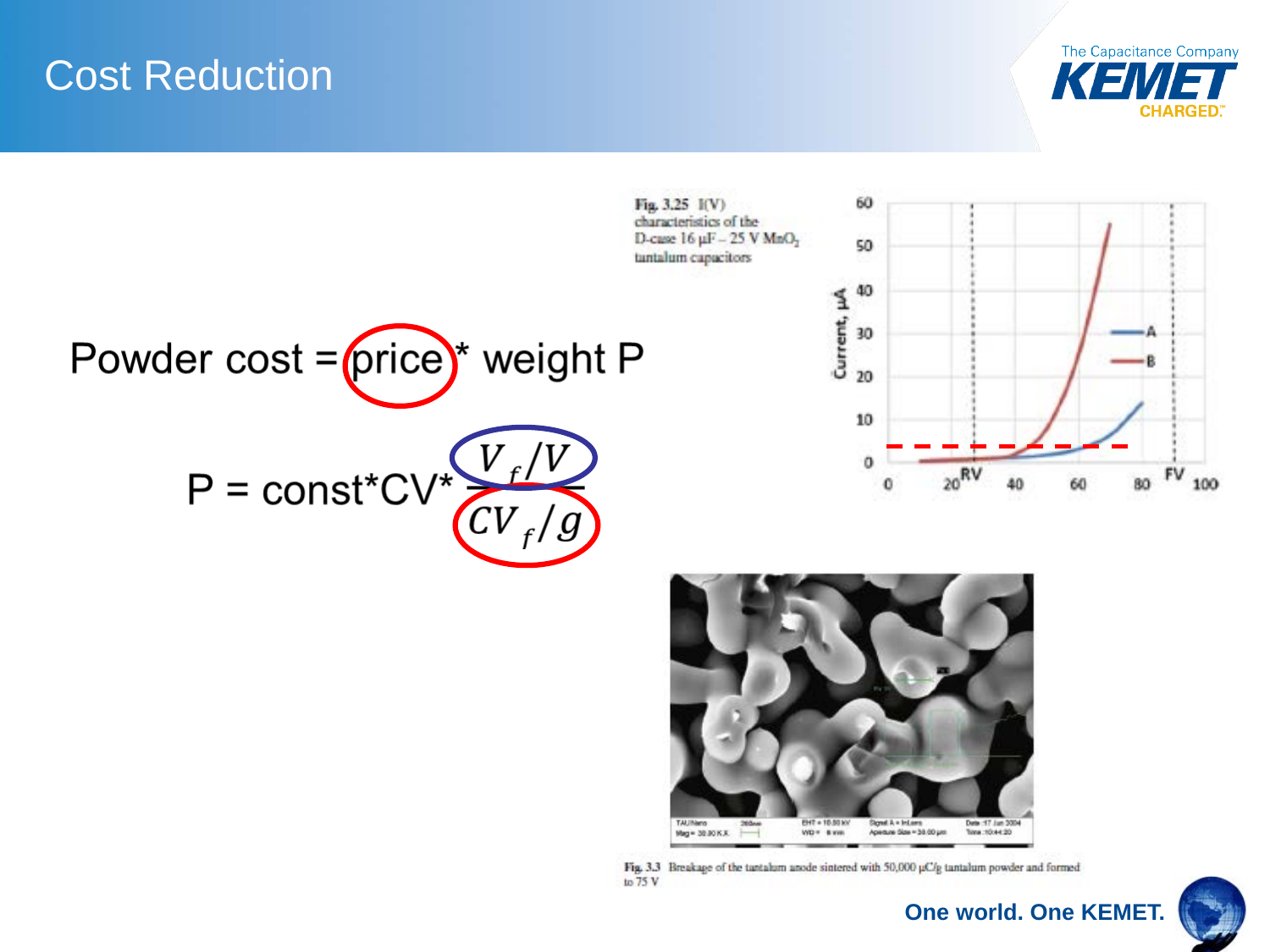# Cost Reduction

Powder cost = price * weight P

$$P = \text{const}^*CV^* \frac{V_f/V}{CV_f/g}$$

Fig. 3.25 I(V) characteristics of the D-case 16 μF – 25 V $MnO_2$ tantalum capacitors

Fig. 3.3 Breakage of the tantalum anode sintered with 50,000 μC/g tantalum powder and formed to 75 V

One world. One KEMET.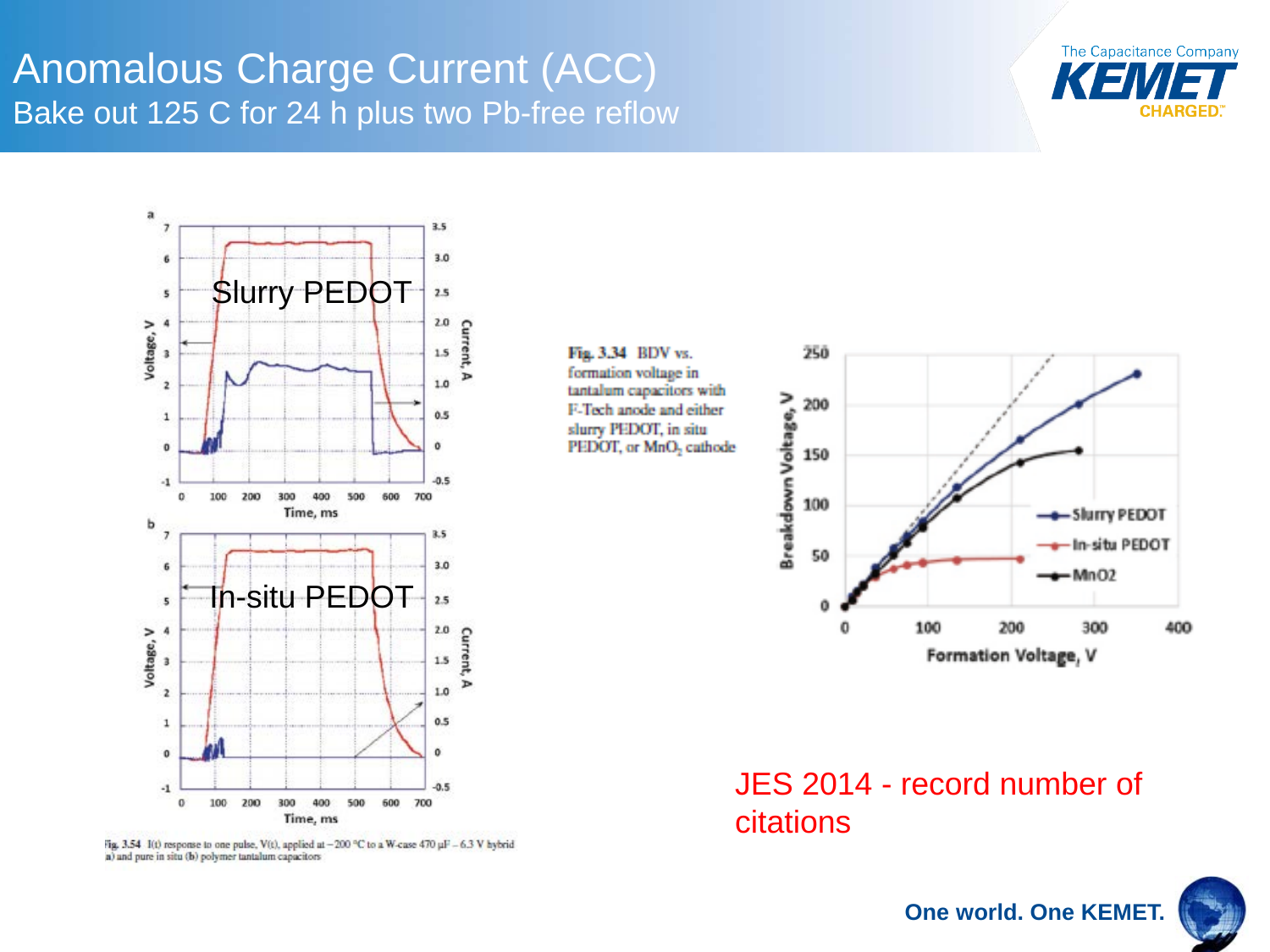# Anomalous Charge Current (ACC)

## Bake out 125 C for 24 h plus two Pb-free reflow

Slurry PEDOT

In-situ PEDOT

Fig. 3.54 I(t) response to one pulse, V(t), applied at −200 °C to a W-case 470 µF – 6.3 V hybrid (a) and pure in situ (b) polymer tantalum capacitors

Fig. 3.34 BDV vs. formation voltage in tantalum capacitors with F-Tech anode and either slurry PEDOT, in situ PEDOT, or $MnO_2$ cathode

JES 2014 - record number of citations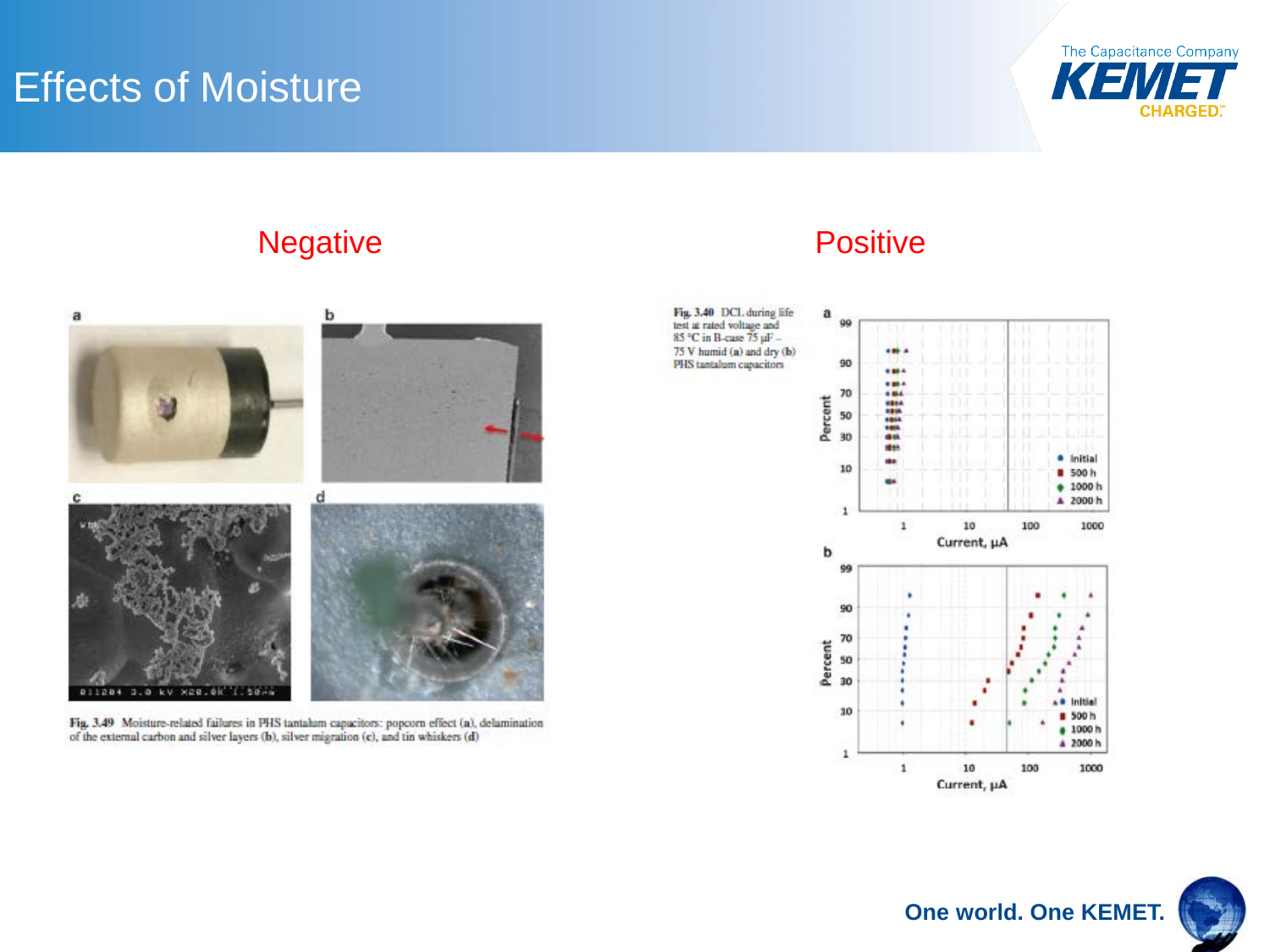# Effects of Moisture

## Negative

Fig. 3.49 Moisture-related failures in PHS tantalum capacitors: popcorn effect (a), delamination of the external carbon and silver layers (b), silver migration (c), and tin whiskers (d)

## Positive

Fig. 3.40 DCL during life test at rated voltage and 85 °C in B-case 75 µF – 75 V humid (a) and dry (b) PHS tantalum capacitors

One world. One KEMET.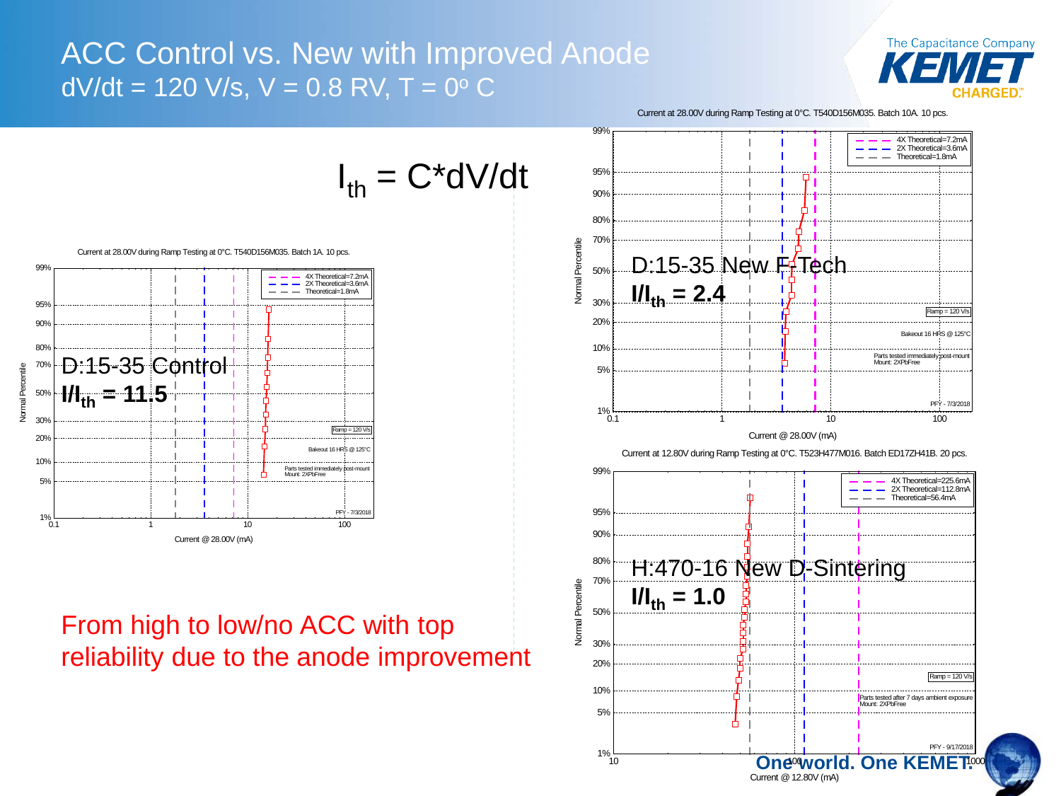# ACC Control vs. New with Improved Anode

## dV/dt = 120 V/s, V = 0.8 RV, T = 0º C

$$I_{th} = C*dV/dt$$

Current at 28.00V during Ramp Testing at 0°C. T540D156M035. Batch 1A. 10 pcs.

D:15-35 Control

**$I/I_{th}$ = 11.5**

4X Theoretical=7.2mA
2X Theoretical=3.6mA
Theoretical=1.8mA

Ramp = 120 V/s

Bakeout 16 HRS @ 125°C

Parts tested immediately post-mount
Mount: 2XPbFree

PFY - 7/3/2018

Normal Percentile

Current @ 28.00V (mA)

Current at 28.00V during Ramp Testing at 0°C. T540D156M035. Batch 10A. 10 pcs.

D:15-35 New F-Tech

**$I/I_{th}$ = 2.4**

4X Theoretical=7.2mA
2X Theoretical=3.6mA
Theoretical=1.8mA

Ramp = 120 V/s

Bakeout 16 HRS @ 125°C

Parts tested immediately post-mount
Mount: 2XPbFree

PFY - 7/3/2018

Normal Percentile

Current @ 28.00V (mA)

Current at 12.80V during Ramp Testing at 0°C. T523H477M016. Batch ED17ZH41B. 20 pcs.

H:470-16 New D-Sintering

**$I/I_{th}$ = 1.0**

4X Theoretical=225.6mA
2X Theoretical=112.8mA
Theoretical=56.4mA

Ramp = 120 V/s

Parts tested after 7 days ambient exposure
Mount: 2XPbFree

PFY - 9/17/2018

Normal Percentile

Current @ 12.80V (mA)

From high to low/no ACC with top reliability due to the anode improvement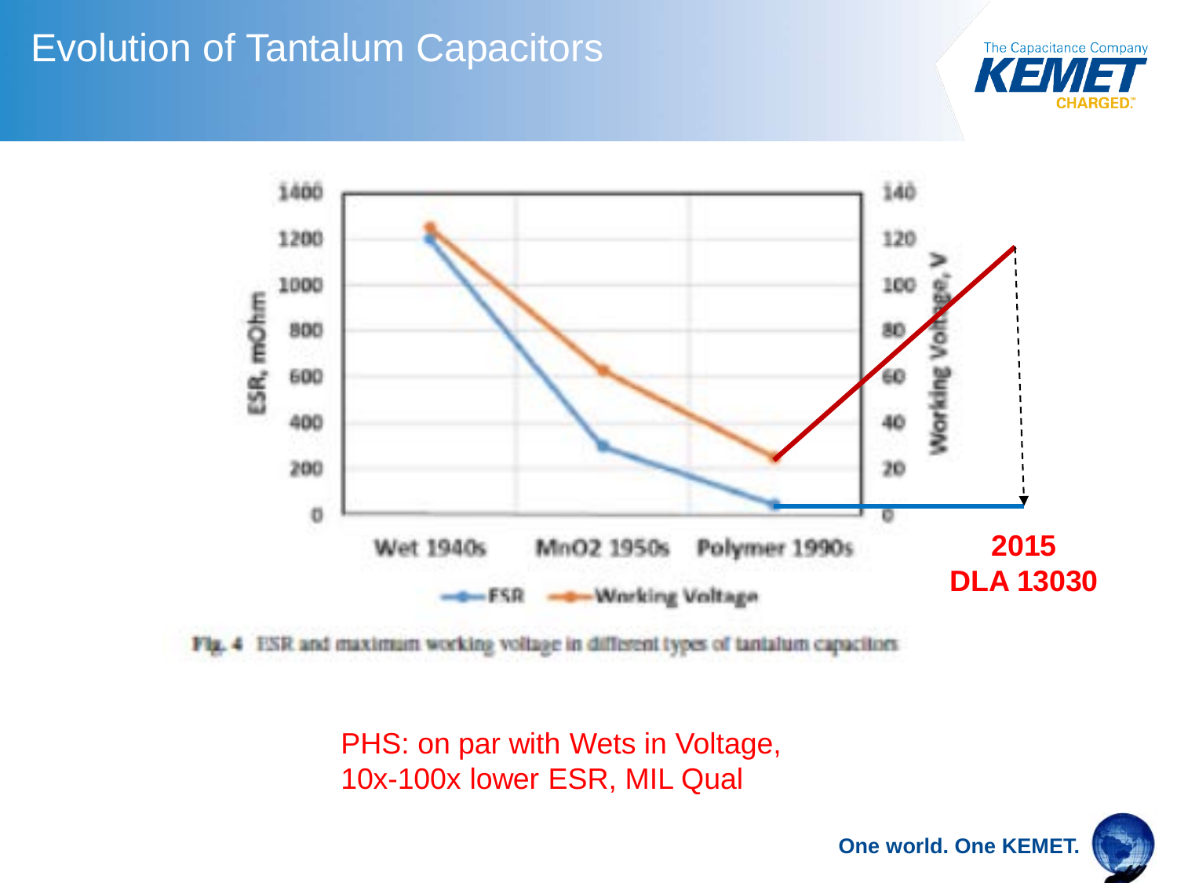# Evolution of Tantalum Capacitors

| | Wet 1940s | MnO2 1950s | Polymer 1990s |
|---|---|---|---|
| ESR, mOhm | ~1200 | ~300 | ~50 |
| Working Voltage, V | ~125 | ~63 | ~25 |

2015
DLA 13030

Fig. 4 ESR and maximum working voltage in different types of tantalum capacitors

PHS: on par with Wets in Voltage,
10x-100x lower ESR, MIL Qual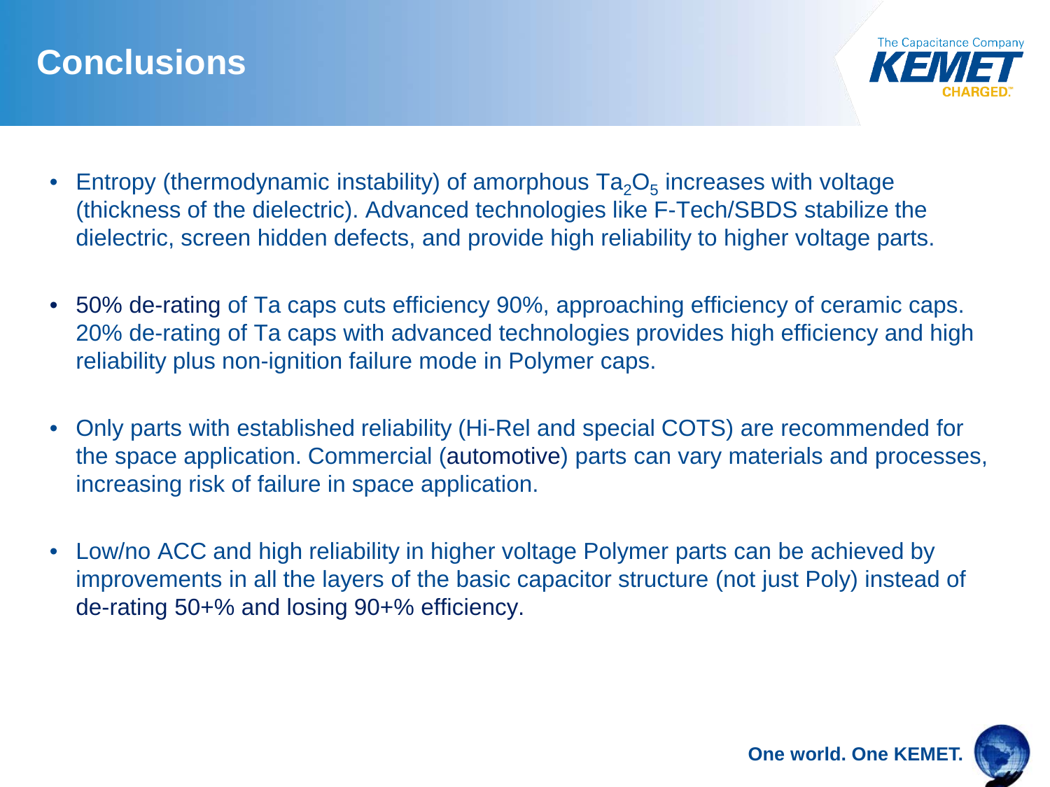# Conclusions

- Entropy (thermodynamic instability) of amorphous $Ta_2O_5$ increases with voltage (thickness of the dielectric). Advanced technologies like F-Tech/SBDS stabilize the dielectric, screen hidden defects, and provide high reliability to higher voltage parts.

- 50% de-rating of Ta caps cuts efficiency 90%, approaching efficiency of ceramic caps. 20% de-rating of Ta caps with advanced technologies provides high efficiency and high reliability plus non-ignition failure mode in Polymer caps.

- Only parts with established reliability (Hi-Rel and special COTS) are recommended for the space application. Commercial (automotive) parts can vary materials and processes, increasing risk of failure in space application.

- Low/no ACC and high reliability in higher voltage Polymer parts can be achieved by improvements in all the layers of the basic capacitor structure (not just Poly) instead of de-rating 50+% and losing 90+% efficiency.